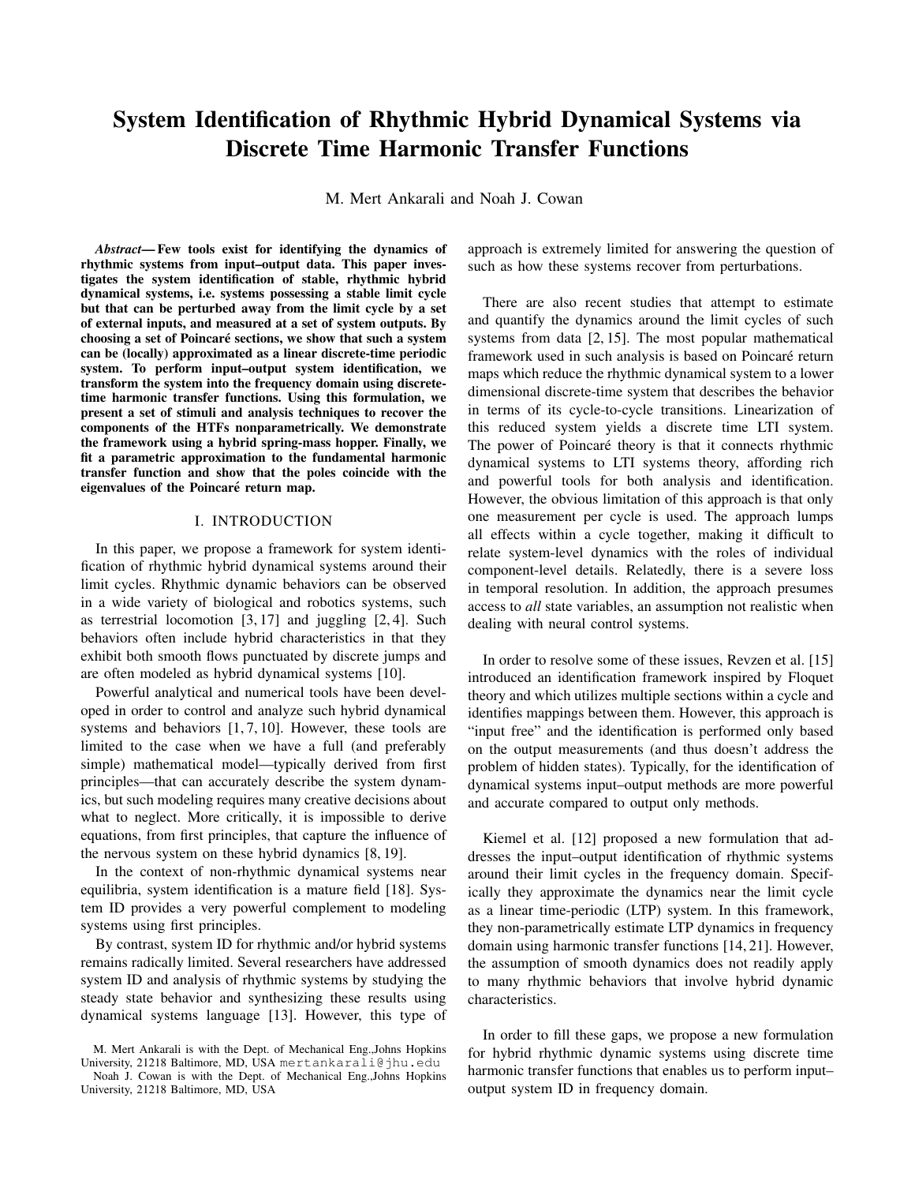# System Identification of Rhythmic Hybrid Dynamical Systems via Discrete Time Harmonic Transfer Functions

M. Mert Ankarali and Noah J. Cowan

***Abstract*— Few tools exist for identifying the dynamics of rhythmic systems from input–output data. This paper investigates the system identification of stable, rhythmic hybrid dynamical systems, i.e. systems possessing a stable limit cycle but that can be perturbed away from the limit cycle by a set of external inputs, and measured at a set of system outputs. By choosing a set of Poincaré sections, we show that such a system can be (locally) approximated as a linear discrete-time periodic system. To perform input–output system identification, we transform the system into the frequency domain using discrete-time harmonic transfer functions. Using this formulation, we present a set of stimuli and analysis techniques to recover the components of the HTFs nonparametrically. We demonstrate the framework using a hybrid spring-mass hopper. Finally, we fit a parametric approximation to the fundamental harmonic transfer function and show that the poles coincide with the eigenvalues of the Poincaré return map.**

## I. INTRODUCTION

In this paper, we propose a framework for system identification of rhythmic hybrid dynamical systems around their limit cycles. Rhythmic dynamic behaviors can be observed in a wide variety of biological and robotics systems, such as terrestrial locomotion [3, 17] and juggling [2, 4]. Such behaviors often include hybrid characteristics in that they exhibit both smooth flows punctuated by discrete jumps and are often modeled as hybrid dynamical systems [10].

Powerful analytical and numerical tools have been developed in order to control and analyze such hybrid dynamical systems and behaviors [1, 7, 10]. However, these tools are limited to the case when we have a full (and preferably simple) mathematical model—typically derived from first principles—that can accurately describe the system dynamics, but such modeling requires many creative decisions about what to neglect. More critically, it is impossible to derive equations, from first principles, that capture the influence of the nervous system on these hybrid dynamics [8, 19].

In the context of non-rhythmic dynamical systems near equilibria, system identification is a mature field [18]. System ID provides a very powerful complement to modeling systems using first principles.

By contrast, system ID for rhythmic and/or hybrid systems remains radically limited. Several researchers have addressed system ID and analysis of rhythmic systems by studying the steady state behavior and synthesizing these results using dynamical systems language [13]. However, this type of approach is extremely limited for answering the question of such as how these systems recover from perturbations.

There are also recent studies that attempt to estimate and quantify the dynamics around the limit cycles of such systems from data [2, 15]. The most popular mathematical framework used in such analysis is based on Poincaré return maps which reduce the rhythmic dynamical system to a lower dimensional discrete-time system that describes the behavior in terms of its cycle-to-cycle transitions. Linearization of this reduced system yields a discrete time LTI system. The power of Poincaré theory is that it connects rhythmic dynamical systems to LTI systems theory, affording rich and powerful tools for both analysis and identification. However, the obvious limitation of this approach is that only one measurement per cycle is used. The approach lumps all effects within a cycle together, making it difficult to relate system-level dynamics with the roles of individual component-level details. Relatedly, there is a severe loss in temporal resolution. In addition, the approach presumes access to *all* state variables, an assumption not realistic when dealing with neural control systems.

In order to resolve some of these issues, Revzen et al. [15] introduced an identification framework inspired by Floquet theory and which utilizes multiple sections within a cycle and identifies mappings between them. However, this approach is "input free" and the identification is performed only based on the output measurements (and thus doesn't address the problem of hidden states). Typically, for the identification of dynamical systems input–output methods are more powerful and accurate compared to output only methods.

Kiemel et al. [12] proposed a new formulation that addresses the input–output identification of rhythmic systems around their limit cycles in the frequency domain. Specifically they approximate the dynamics near the limit cycle as a linear time-periodic (LTP) system. In this framework, they non-parametrically estimate LTP dynamics in frequency domain using harmonic transfer functions [14, 21]. However, the assumption of smooth dynamics does not readily apply to many rhythmic behaviors that involve hybrid dynamic characteristics.

In order to fill these gaps, we propose a new formulation for hybrid rhythmic dynamic systems using discrete time harmonic transfer functions that enables us to perform input–output system ID in frequency domain.

M. Mert Ankarali is with the Dept. of Mechanical Eng.,Johns Hopkins University, 21218 Baltimore, MD, USA mertankarali@jhu.edu

Noah J. Cowan is with the Dept. of Mechanical Eng.,Johns Hopkins University, 21218 Baltimore, MD, USA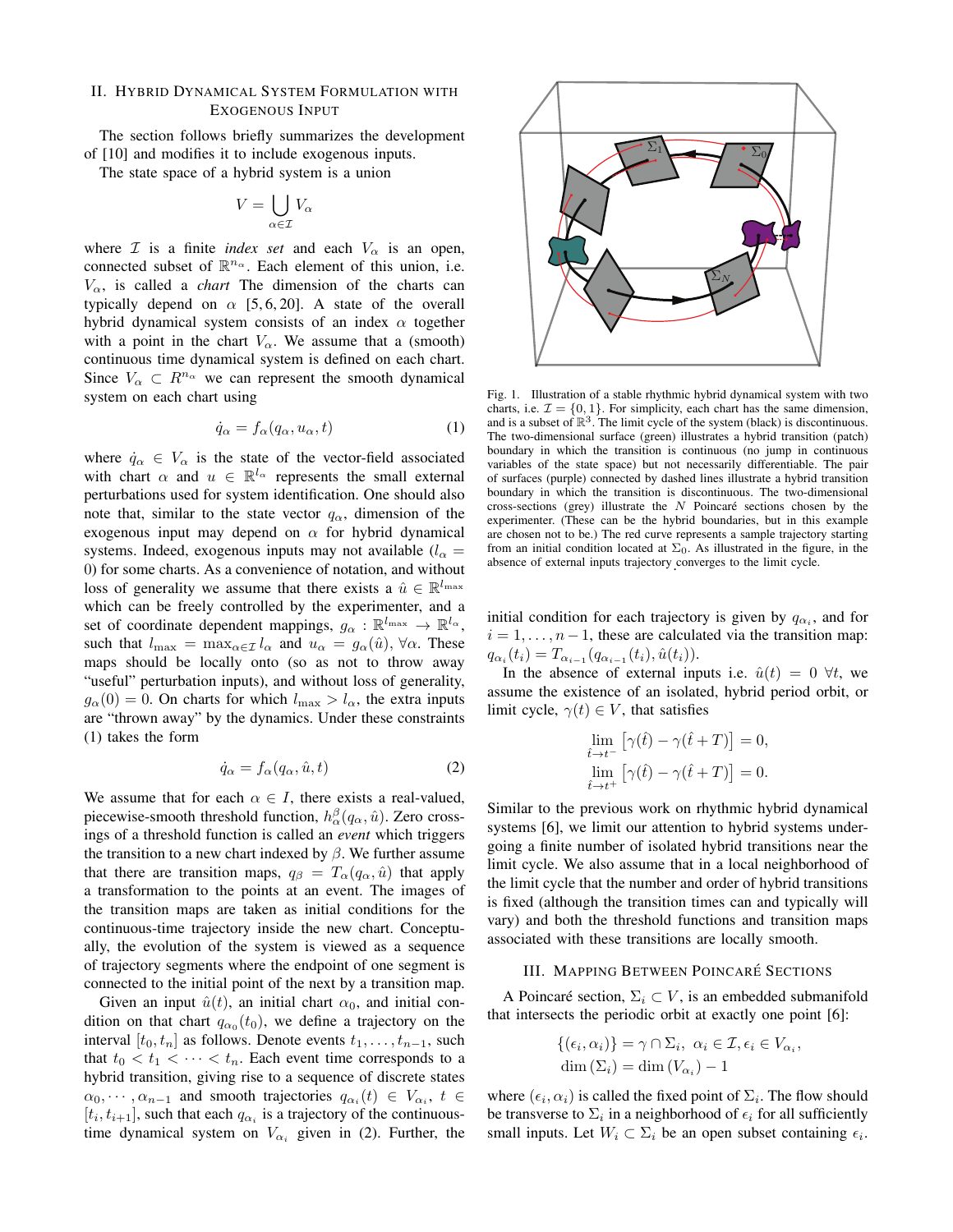## II. Hybrid Dynamical System Formulation with Exogenous Input

The section follows briefly summarizes the development of [10] and modifies it to include exogenous inputs.

The state space of a hybrid system is a union

$$V = \bigcup_{\alpha \in \mathcal{I}} V_\alpha$$

where $\mathcal{I}$ is a finite *index set* and each $V_\alpha$ is an open, connected subset of $\mathbb{R}^{n_\alpha}$. Each element of this union, i.e. $V_\alpha$, is called a *chart* The dimension of the charts can typically depend on $\alpha$ [5, 6, 20]. A state of the overall hybrid dynamical system consists of an index $\alpha$ together with a point in the chart $V_\alpha$. We assume that a (smooth) continuous time dynamical system is defined on each chart. Since $V_\alpha \subset R^{n_\alpha}$ we can represent the smooth dynamical system on each chart using

$$\dot{q}_\alpha = f_\alpha(q_\alpha, u_\alpha, t) \tag{1}$$

where $\dot{q}_\alpha \in V_\alpha$ is the state of the vector-field associated with chart $\alpha$ and $u \in \mathbb{R}^{l_\alpha}$ represents the small external perturbations used for system identification. One should also note that, similar to the state vector $q_\alpha$, dimension of the exogenous input may depend on $\alpha$ for hybrid dynamical systems. Indeed, exogenous inputs may not available ($l_\alpha = 0$) for some charts. As a convenience of notation, and without loss of generality we assume that there exists a $\hat{u} \in \mathbb{R}^{l_{\max}}$ which can be freely controlled by the experimenter, and a set of coordinate dependent mappings, $g_\alpha : \mathbb{R}^{l_{\max}} \to \mathbb{R}^{l_\alpha}$, such that $l_{\max} = \max_{\alpha \in \mathcal{I}} l_\alpha$ and $u_\alpha = g_\alpha(\hat{u}), \forall \alpha$. These maps should be locally onto (so as not to throw away "useful" perturbation inputs), and without loss of generality, $g_\alpha(0) = 0$. On charts for which $l_{\max} > l_\alpha$, the extra inputs are "thrown away" by the dynamics. Under these constraints (1) takes the form

$$\dot{q}_\alpha = f_\alpha(q_\alpha, \hat{u}, t) \tag{2}$$

We assume that for each $\alpha \in I$, there exists a real-valued, piecewise-smooth threshold function, $h_\alpha^\beta(q_\alpha, \hat{u})$. Zero crossings of a threshold function is called an *event* which triggers the transition to a new chart indexed by $\beta$. We further assume that there are transition maps, $q_\beta = T_\alpha(q_\alpha, \hat{u})$ that apply a transformation to the points at an event. The images of the transition maps are taken as initial conditions for the continuous-time trajectory inside the new chart. Conceptually, the evolution of the system is viewed as a sequence of trajectory segments where the endpoint of one segment is connected to the initial point of the next by a transition map.

Given an input $\hat{u}(t)$, an initial chart $\alpha_0$, and initial condition on that chart $q_{\alpha_0}(t_0)$, we define a trajectory on the interval $[t_0, t_n]$ as follows. Denote events $t_1, \ldots, t_{n-1}$, such that $t_0 < t_1 < \cdots < t_n$. Each event time corresponds to a hybrid transition, giving rise to a sequence of discrete states $\alpha_0, \cdots, \alpha_{n-1}$ and smooth trajectories $q_{\alpha_i}(t) \in V_{\alpha_i}$, $t \in [t_i, t_{i+1}]$, such that each $q_{\alpha_i}$ is a trajectory of the continuous-time dynamical system on $V_{\alpha_i}$ given in (2). Further, the initial condition for each trajectory is given by $q_{\alpha_i}$, and for $i = 1, \ldots, n-1$, these are calculated via the transition map: $q_{\alpha_i}(t_i) = T_{\alpha_{i-1}}(q_{\alpha_{i-1}}(t_i), \hat{u}(t_i))$.

Fig. 1. Illustration of a stable rhythmic hybrid dynamical system with two charts, i.e. $\mathcal{I} = \{0, 1\}$. For simplicity, each chart has the same dimension, and is a subset of $\mathbb{R}^3$. The limit cycle of the system (black) is discontinuous. The two-dimensional surface (green) illustrates a hybrid transition (patch) boundary in which the transition is continuous (no jump in continuous variables of the state space) but not necessarily differentiable. The pair of surfaces (purple) connected by dashed lines illustrate a hybrid transition boundary in which the transition is discontinuous. The two-dimensional cross-sections (grey) illustrate the $N$ Poincaré sections chosen by the experimenter. (These can be the hybrid boundaries, but in this example are chosen not to be.) The red curve represents a sample trajectory starting from an initial condition located at $\Sigma_0$. As illustrated in the figure, in the absence of external inputs trajectory converges to the limit cycle.

In the absence of external inputs i.e. $\hat{u}(t) = 0 \ \forall t$, we assume the existence of an isolated, hybrid period orbit, or limit cycle, $\gamma(t) \in V$, that satisfies

$$\lim_{\hat{t} \to t^-} \left[\gamma(\hat{t}) - \gamma(\hat{t} + T)\right] = 0,$$
$$\lim_{\hat{t} \to t^+} \left[\gamma(\hat{t}) - \gamma(\hat{t} + T)\right] = 0.$$

Similar to the previous work on rhythmic hybrid dynamical systems [6], we limit our attention to hybrid systems undergoing a finite number of isolated hybrid transitions near the limit cycle. We also assume that in a local neighborhood of the limit cycle that the number and order of hybrid transitions is fixed (although the transition times can and typically will vary) and both the threshold functions and transition maps associated with these transitions are locally smooth.

## III. Mapping Between Poincaré Sections

A Poincaré section, $\Sigma_i \subset V$, is an embedded submanifold that intersects the periodic orbit at exactly one point [6]:

$$\{(\epsilon_i, \alpha_i)\} = \gamma \cap \Sigma_i, \ \alpha_i \in \mathcal{I}, \epsilon_i \in V_{\alpha_i},$$
$$\dim(\Sigma_i) = \dim(V_{\alpha_i}) - 1$$

where $(\epsilon_i, \alpha_i)$ is called the fixed point of $\Sigma_i$. The flow should be transverse to $\Sigma_i$ in a neighborhood of $\epsilon_i$ for all sufficiently small inputs. Let $W_i \subset \Sigma_i$ be an open subset containing $\epsilon_i$.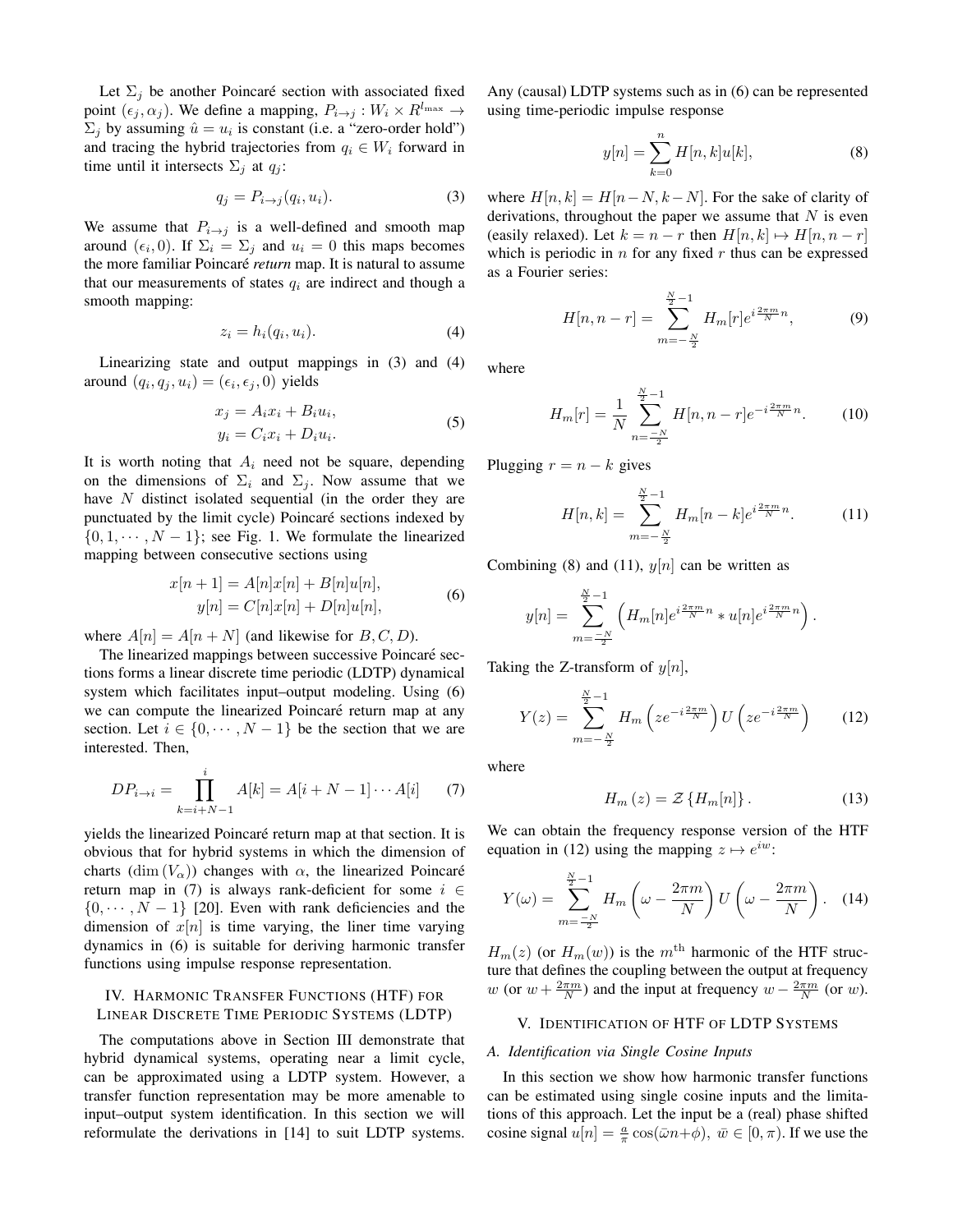Let $\Sigma_j$ be another Poincaré section with associated fixed point $(\epsilon_j, \alpha_j)$. We define a mapping, $P_{i\to j} : W_i \times R^{l_{\max}} \to \Sigma_j$ by assuming $\hat{u} = u_i$ is constant (i.e. a "zero-order hold") and tracing the hybrid trajectories from $q_i \in W_i$ forward in time until it intersects $\Sigma_j$ at $q_j$:

$$q_j = P_{i\to j}(q_i, u_i). \tag{3}$$

We assume that $P_{i\to j}$ is a well-defined and smooth map around $(\epsilon_i, 0)$. If $\Sigma_i = \Sigma_j$ and $u_i = 0$ this maps becomes the more familiar Poincaré *return* map. It is natural to assume that our measurements of states $q_i$ are indirect and though a smooth mapping:

$$z_i = h_i(q_i, u_i). \tag{4}$$

Linearizing state and output mappings in (3) and (4) around $(q_i, q_j, u_i) = (\epsilon_i, \epsilon_j, 0)$ yields

$$\begin{aligned} x_j &= A_i x_i + B_i u_i, \\ y_i &= C_i x_i + D_i u_i. \end{aligned} \tag{5}$$

It is worth noting that $A_i$ need not be square, depending on the dimensions of $\Sigma_i$ and $\Sigma_j$. Now assume that we have $N$ distinct isolated sequential (in the order they are punctuated by the limit cycle) Poincaré sections indexed by $\{0, 1, \cdots, N-1\}$; see Fig. 1. We formulate the linearized mapping between consecutive sections using

$$\begin{aligned} x[n+1] &= A[n]x[n] + B[n]u[n], \\ y[n] &= C[n]x[n] + D[n]u[n], \end{aligned} \tag{6}$$

where $A[n] = A[n+N]$ (and likewise for $B, C, D$).

The linearized mappings between successive Poincaré sections forms a linear discrete time periodic (LDTP) dynamical system which facilitates input–output modeling. Using (6) we can compute the linearized Poincaré return map at any section. Let $i \in \{0, \cdots, N-1\}$ be the section that we are interested. Then,

$$DP_{i\to i} = \prod_{k=i+N-1}^{i} A[k] = A[i+N-1]\cdots A[i] \tag{7}$$

yields the linearized Poincaré return map at that section. It is obvious that for hybrid systems in which the dimension of charts ($\dim(V_\alpha)$) changes with $\alpha$, the linearized Poincaré return map in (7) is always rank-deficient for some $i \in \{0, \cdots, N-1\}$ [20]. Even with rank deficiencies and the dimension of $x[n]$ is time varying, the liner time varying dynamics in (6) is suitable for deriving harmonic transfer functions using impulse response representation.

## IV. Harmonic Transfer Functions (HTF) for Linear Discrete Time Periodic Systems (LDTP)

The computations above in Section III demonstrate that hybrid dynamical systems, operating near a limit cycle, can be approximated using a LDTP system. However, a transfer function representation may be more amenable to input–output system identification. In this section we will reformulate the derivations in [14] to suit LDTP systems. Any (causal) LDTP systems such as in (6) can be represented using time-periodic impulse response

$$y[n] = \sum_{k=0}^{n} H[n,k]u[k], \tag{8}$$

where $H[n,k] = H[n-N, k-N]$. For the sake of clarity of derivations, throughout the paper we assume that $N$ is even (easily relaxed). Let $k = n - r$ then $H[n,k] \mapsto H[n, n-r]$ which is periodic in $n$ for any fixed $r$ thus can be expressed as a Fourier series:

$$H[n, n-r] = \sum_{m=-\frac{N}{2}}^{\frac{N}{2}-1} H_m[r] e^{i\frac{2\pi m}{N}n}, \tag{9}$$

where

$$H_m[r] = \frac{1}{N}\sum_{n=\frac{-N}{2}}^{\frac{N}{2}-1} H[n, n-r] e^{-i\frac{2\pi m}{N}n}. \tag{10}$$

Plugging $r = n - k$ gives

$$H[n,k] = \sum_{m=-\frac{N}{2}}^{\frac{N}{2}-1} H_m[n-k] e^{i\frac{2\pi m}{N}n}. \tag{11}$$

Combining (8) and (11), $y[n]$ can be written as

$$y[n] = \sum_{m=\frac{-N}{2}}^{\frac{N}{2}-1} \left( H_m[n] e^{i\frac{2\pi m}{N}n} * u[n] e^{i\frac{2\pi m}{N}n} \right).$$

Taking the Z-transform of $y[n]$,

$$Y(z) = \sum_{m=-\frac{N}{2}}^{\frac{N}{2}-1} H_m\left(z e^{-i\frac{2\pi m}{N}}\right) U\left(z e^{-i\frac{2\pi m}{N}}\right) \tag{12}$$

where

$$H_m(z) = \mathcal{Z}\{H_m[n]\}. \tag{13}$$

We can obtain the frequency response version of the HTF equation in (12) using the mapping $z \mapsto e^{iw}$:

$$Y(\omega) = \sum_{m=\frac{-N}{2}}^{\frac{N}{2}-1} H_m\left(\omega - \frac{2\pi m}{N}\right) U\left(\omega - \frac{2\pi m}{N}\right). \tag{14}$$

$H_m(z)$ (or $H_m(w)$) is the $m^{\text{th}}$ harmonic of the HTF structure that defines the coupling between the output at frequency $w$ (or $w + \frac{2\pi m}{N}$) and the input at frequency $w - \frac{2\pi m}{N}$ (or $w$).

## V. Identification of HTF of LDTP Systems

### A. Identification via Single Cosine Inputs

In this section we show how harmonic transfer functions can be estimated using single cosine inputs and the limitations of this approach. Let the input be a (real) phase shifted cosine signal $u[n] = \frac{a}{\pi}\cos(\bar{\omega}n + \phi)$, $\bar{w} \in [0, \pi)$. If we use the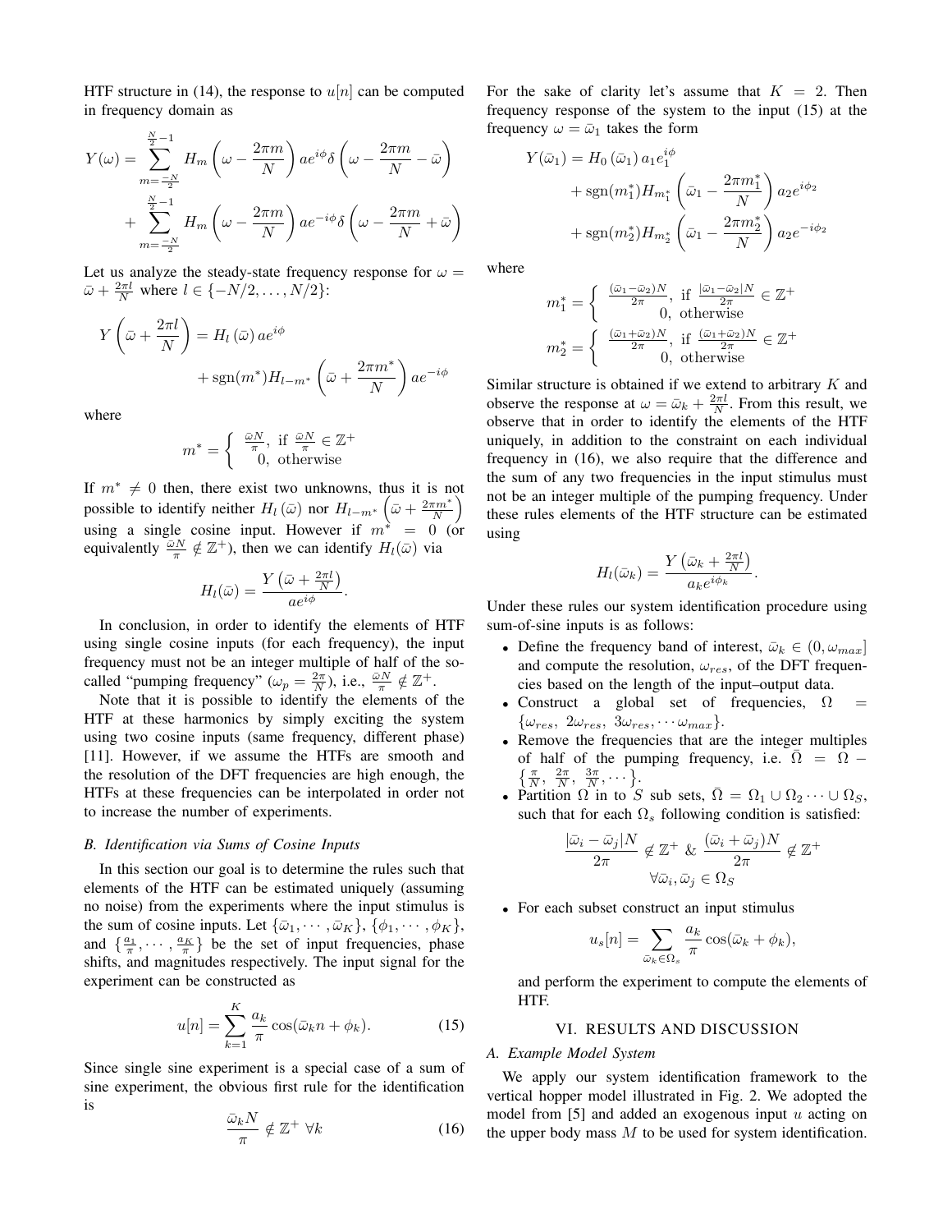HTF structure in (14), the response to $u[n]$ can be computed in frequency domain as

$$
\begin{aligned}
Y(\omega) = & \sum_{m=\frac{-N}{2}}^{\frac{N}{2}-1} H_m\left(\omega - \frac{2\pi m}{N}\right) a e^{i\phi} \delta\left(\omega - \frac{2\pi m}{N} - \bar{\omega}\right) \\
& + \sum_{m=\frac{-N}{2}}^{\frac{N}{2}-1} H_m\left(\omega - \frac{2\pi m}{N}\right) a e^{-i\phi} \delta\left(\omega - \frac{2\pi m}{N} + \bar{\omega}\right)
\end{aligned}
$$

Let us analyze the steady-state frequency response for $\omega = \bar{\omega} + \frac{2\pi l}{N}$ where $l \in \{-N/2, \ldots, N/2\}$:

$$
\begin{aligned}
Y\left(\bar{\omega} + \frac{2\pi l}{N}\right) = & H_l\left(\bar{\omega}\right) a e^{i\phi} \\
& + \operatorname{sgn}(m^*) H_{l-m^*}\left(\bar{\omega} + \frac{2\pi m^*}{N}\right) a e^{-i\phi}
\end{aligned}
$$

where

$$
m^* = \begin{cases} \frac{\bar{\omega} N}{\pi}, & \text{if } \frac{\bar{\omega} N}{\pi} \in \mathbb{Z}^+ \\ 0, & \text{otherwise} \end{cases}
$$

If $m^* \neq 0$ then, there exist two unknowns, thus it is not possible to identify neither $H_l\left(\bar{\omega}\right)$ nor $H_{l-m^*}\left(\bar{\omega} + \frac{2\pi m^*}{N}\right)$ using a single cosine input. However if $m^* = 0$ (or equivalently $\frac{\bar{\omega} N}{\pi} \notin \mathbb{Z}^+$), then we can identify $H_l(\bar{\omega})$ via

$$
H_l(\bar{\omega}) = \frac{Y\left(\bar{\omega} + \frac{2\pi l}{N}\right)}{a e^{i\phi}}.
$$

In conclusion, in order to identify the elements of HTF using single cosine inputs (for each frequency), the input frequency must not be an integer multiple of half of the so-called "pumping frequency" ($\omega_p = \frac{2\pi}{N}$), i.e., $\frac{\bar{\omega} N}{\pi} \notin \mathbb{Z}^+$.

Note that it is possible to identify the elements of the HTF at these harmonics by simply exciting the system using two cosine inputs (same frequency, different phase) [11]. However, if we assume the HTFs are smooth and the resolution of the DFT frequencies are high enough, the HTFs at these frequencies can be interpolated in order not to increase the number of experiments.

### B. Identification via Sums of Cosine Inputs

In this section our goal is to determine the rules such that elements of the HTF can be estimated uniquely (assuming no noise) from the experiments where the input stimulus is the sum of cosine inputs. Let $\{\bar{\omega}_1, \cdots, \bar{\omega}_K\}$, $\{\phi_1, \cdots, \phi_K\}$, and $\{\frac{a_1}{\pi}, \cdots, \frac{a_K}{\pi}\}$ be the set of input frequencies, phase shifts, and magnitudes respectively. The input signal for the experiment can be constructed as

$$
u[n] = \sum_{k=1}^{K} \frac{a_k}{\pi} \cos(\bar{\omega}_k n + \phi_k). \tag{15}
$$

Since single sine experiment is a special case of a sum of sine experiment, the obvious first rule for the identification is

$$
\frac{\bar{\omega}_k N}{\pi} \notin \mathbb{Z}^+ \;\forall k \tag{16}
$$

For the sake of clarity let's assume that $K = 2$. Then frequency response of the system to the input (15) at the frequency $\omega = \bar{\omega}_1$ takes the form

$$
\begin{aligned}
Y(\bar{\omega}_1) = & H_0\left(\bar{\omega}_1\right) a_1 e_1^{i\phi} \\
& + \operatorname{sgn}(m_1^*) H_{m_1^*}\left(\bar{\omega}_1 - \frac{2\pi m_1^*}{N}\right) a_2 e^{i\phi_2} \\
& + \operatorname{sgn}(m_2^*) H_{m_2^*}\left(\bar{\omega}_1 - \frac{2\pi m_2^*}{N}\right) a_2 e^{-i\phi_2}
\end{aligned}
$$

where

$$
m_1^* = \begin{cases} \frac{(\bar{\omega}_1 - \bar{\omega}_2) N}{2\pi}, & \text{if } \frac{|\bar{\omega}_1 - \bar{\omega}_2| N}{2\pi} \in \mathbb{Z}^+ \\ 0, & \text{otherwise} \end{cases}
$$

$$
m_2^* = \begin{cases} \frac{(\bar{\omega}_1 + \bar{\omega}_2) N}{2\pi}, & \text{if } \frac{(\bar{\omega}_1 + \bar{\omega}_2) N}{2\pi} \in \mathbb{Z}^+ \\ 0, & \text{otherwise} \end{cases}
$$

Similar structure is obtained if we extend to arbitrary $K$ and observe the response at $\omega = \bar{\omega}_k + \frac{2\pi l}{N}$. From this result, we observe that in order to identify the elements of the HTF uniquely, in addition to the constraint on each individual frequency in (16), we also require that the difference and the sum of any two frequencies in the input stimulus must not be an integer multiple of the pumping frequency. Under these rules elements of the HTF structure can be estimated using

$$
H_l(\bar{\omega}_k) = \frac{Y\left(\bar{\omega}_k + \frac{2\pi l}{N}\right)}{a_k e^{i\phi_k}}.
$$

Under these rules our system identification procedure using sum-of-sine inputs is as follows:

- Define the frequency band of interest, $\bar{\omega}_k \in (0, \omega_{max}]$ and compute the resolution, $\omega_{res}$, of the DFT frequencies based on the length of the input–output data.
- Construct a global set of frequencies, $\Omega = \{\omega_{res},\ 2\omega_{res},\ 3\omega_{res}, \cdots \omega_{max}\}$.
- Remove the frequencies that are the integer multiples of half of the pumping frequency, i.e. $\bar{\Omega} = \Omega - \left\{\frac{\pi}{N},\ \frac{2\pi}{N},\ \frac{3\pi}{N}, \cdots\right\}$.
- Partition $\bar{\Omega}$ in to $S$ sub sets, $\bar{\Omega} = \Omega_1 \cup \Omega_2 \cdots \cup \Omega_S$, such that for each $\Omega_s$ following condition is satisfied:

$$
\frac{|\bar{\omega}_i - \bar{\omega}_j| N}{2\pi} \notin \mathbb{Z}^+ \;\&\; \frac{(\bar{\omega}_i + \bar{\omega}_j) N}{2\pi} \notin \mathbb{Z}^+
$$
$$
\forall \bar{\omega}_i, \bar{\omega}_j \in \Omega_S
$$

- For each subset construct an input stimulus

$$
u_s[n] = \sum_{\bar{\omega}_k \in \Omega_s} \frac{a_k}{\pi} \cos(\bar{\omega}_k + \phi_k),
$$

and perform the experiment to compute the elements of HTF.

## VI. RESULTS AND DISCUSSION

### A. Example Model System

We apply our system identification framework to the vertical hopper model illustrated in Fig. 2. We adopted the model from [5] and added an exogenous input $u$ acting on the upper body mass $M$ to be used for system identification.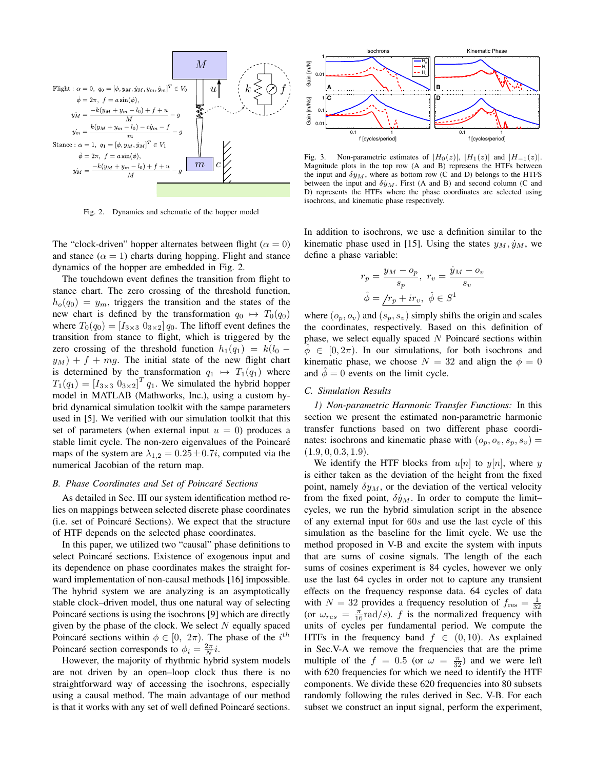Flight : $\alpha = 0$, $q_0 = [\phi, y_M, \dot{y}_M, y_m, \dot{y}_m]^T \in V_0$

$$\dot{\phi} = 2\pi, \ f = a\sin(\phi),$$

$$\ddot{y_M} = \frac{-k(y_M + y_m - l_0) + f + u}{M} - g$$

$$\ddot{y_m} = \frac{k(y_M + y_m - l_0) - c\dot{y}_m - f}{m} - g$$

Stance : $\alpha = 1$, $q_1 = [\phi, y_M, \dot{y}_M]^T \in V_1$

$$\dot{\phi} = 2\pi, \ f = a\sin(\phi),$$

$$\ddot{y_M} = \frac{-k(y_M + y_m - l_0) + f + u}{M} - g$$

Fig. 2. Dynamics and schematic of the hopper model

Fig. 3. Non-parametric estimates of $|H_0(z)|$, $|H_1(z)|$ and $|H_{-1}(z)|$. Magnitude plots in the top row (A and B) represents the HTFs between the input and $\delta y_M$, where as bottom row (C and D) belongs to the HTFS between the input and $\delta \dot{y}_M$. First (A and B) and second column (C and D) represents the HTFs where the phase coordinates are selected using isochrons, and kinematic phase respectively.

The "clock-driven" hopper alternates between flight ($\alpha = 0$) and stance ($\alpha = 1$) charts during hopping. Flight and stance dynamics of the hopper are embedded in Fig. 2.

The touchdown event defines the transition from flight to stance chart. The zero crossing of the threshold function, $h_o(q_0) = y_m$, triggers the transition and the states of the new chart is defined by the transformation $q_0 \mapsto T_0(q_0)$ where $T_0(q_0) = [I_{3\times3} \ 0_{3\times2}]\, q_0$. The liftoff event defines the transition from stance to flight, which is triggered by the zero crossing of the threshold function $h_1(q_1) = k(l_0 - y_M) + f + mg$. The initial state of the new flight chart is determined by the transformation $q_1 \mapsto T_1(q_1)$ where $T_1(q_1) = [I_{3\times3} \ 0_{3\times2}]^T q_1$. We simulated the hybrid hopper model in MATLAB (Mathworks, Inc.), using a custom hybrid dynamical simulation toolkit with the sampe parameters used in [5]. We verified with our simulation toolkit that this set of parameters (when external input $u = 0$) produces a stable limit cycle. The non-zero eigenvalues of the Poincaré maps of the system are $\lambda_{1,2} = 0.25 \pm 0.7i$, computed via the numerical Jacobian of the return map.

### B. Phase Coordinates and Set of Poincaré Sections

As detailed in Sec. III our system identification method relies on mappings between selected discrete phase coordinates (i.e. set of Poincaré Sections). We expect that the structure of HTF depends on the selected phase coordinates.

In this paper, we utilized two "causal" phase definitions to select Poincaré sections. Existence of exogenous input and its dependence on phase coordinates makes the straight forward implementation of non-causal methods [16] impossible. The hybrid system we are analyzing is an asymptotically stable clock–driven model, thus one natural way of selecting Poincaré sections is using the isochrons [9] which are directly given by the phase of the clock. We select $N$ equally spaced Poincaré sections within $\phi \in [0,\ 2\pi)$. The phase of the $i^{th}$ Poincaré section corresponds to $\phi_i = \frac{2\pi}{N} i$.

However, the majority of rhythmic hybrid system models are not driven by an open–loop clock thus there is no straightforward way of accessing the isochrons, especially using a causal method. The main advantage of our method is that it works with any set of well defined Poincaré sections.

In addition to isochrons, we use a definition similar to the kinematic phase used in [15]. Using the states $y_M, \dot{y}_M$, we define a phase variable:

$$r_p = \frac{y_M - o_p}{s_p}, \ r_v = \frac{\dot{y}_M - o_v}{s_v}$$

$$\hat{\phi} = \angle r_p + i r_v, \ \hat{\phi} \in S^1$$

where $(o_p, o_v)$ and $(s_p, s_v)$ simply shifts the origin and scales the coordinates, respectively. Based on this definition of phase, we select equally spaced $N$ Poincaré sections within $\hat{\phi} \in [0, 2\pi)$. In our simulations, for both isochrons and kinematic phase, we choose $N = 32$ and align the $\phi = 0$ and $\hat{\phi} = 0$ events on the limit cycle.

### C. Simulation Results

*1) Non-parametric Harmonic Transfer Functions:* In this section we present the estimated non-parametric harmonic transfer functions based on two different phase coordinates: isochrons and kinematic phase with $(o_p, o_v, s_p, s_v) = (1.9, 0, 0.3, 1.9)$.

We identify the HTF blocks from $u[n]$ to $y[n]$, where $y$ is either taken as the deviation of the height from the fixed point, namely $\delta y_M$, or the deviation of the vertical velocity from the fixed point, $\delta \dot{y}_M$. In order to compute the limit–cycles, we run the hybrid simulation script in the absence of any external input for $60s$ and use the last cycle of this simulation as the baseline for the limit cycle. We use the method proposed in V-B and excite the system with inputs that are sums of cosine signals. The length of the each sums of cosines experiment is 84 cycles, however we only use the last 64 cycles in order not to capture any transient effects on the frequency response data. 64 cycles of data with $N = 32$ provides a frequency resolution of $f_{\text{res}} = \frac{1}{32}$ (or $\omega_{res} = \frac{\pi}{16}$rad/s). $f$ is the normalized frequency with units of cycles per fundamental period. We compute the HTFs in the frequency band $f \in (0, 10)$. As explained in Sec.V-A we remove the frequencies that are the prime multiple of the $f = 0.5$ (or $\omega = \frac{\pi}{32}$) and we were left with 620 frequencies for which we need to identify the HTF components. We divide these 620 frequencies into 80 subsets randomly following the rules derived in Sec. V-B. For each subset we construct an input signal, perform the experiment,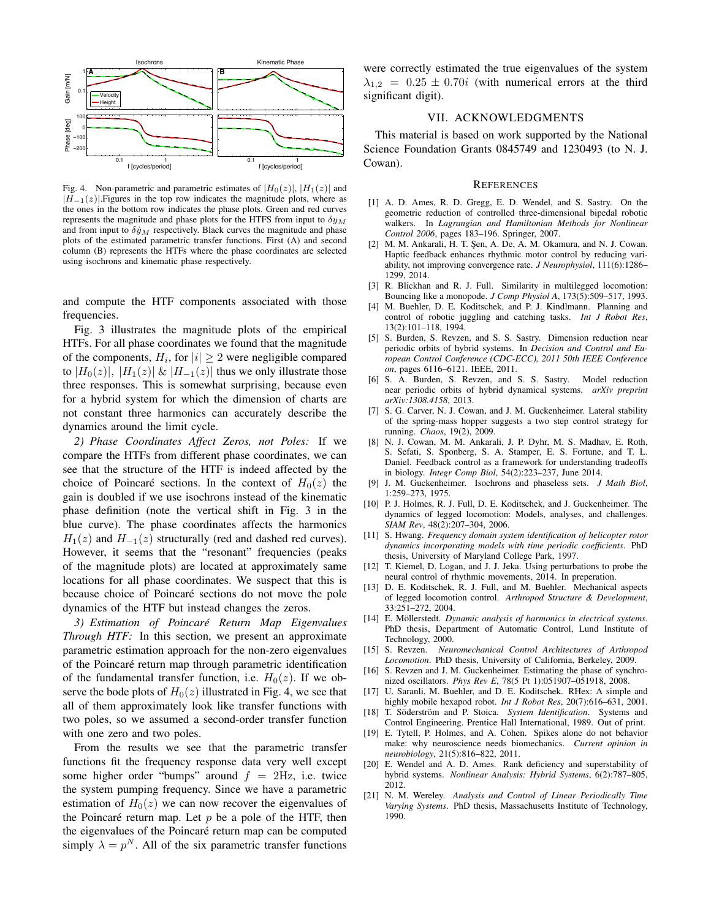Isochrons

Kinematic Phase

A

B

Gain [m/N]

1

0.1

Velocity

Height

Phase [deg]

100

0

−100

−200

0.1

1

f [cycles/period]

0.1

1

f [cycles/period]

Fig. 4. Non-parametric and parametric estimates of $|H_0(z)|$, $|H_1(z)|$ and $|H_{-1}(z)|$.Figures in the top row indicates the magnitude plots, where as the ones in the bottom row indicates the phase plots. Green and red curves represents the magnitude and phase plots for the HTFS from input to $\delta y_M$ and from input to $\delta \dot{y}_M$ respectively. Black curves the magnitude and phase plots of the estimated parametric transfer functions. First (A) and second column (B) represents the HTFs where the phase coordinates are selected using isochrons and kinematic phase respectively.

and compute the HTF components associated with those frequencies.

Fig. 3 illustrates the magnitude plots of the empirical HTFs. For all phase coordinates we found that the magnitude of the components, $H_i$, for $|i| \geq 2$ were negligible compared to $|H_0(z)|$, $|H_1(z)|$ & $|H_{-1}(z)|$ thus we only illustrate those three responses. This is somewhat surprising, because even for a hybrid system for which the dimension of charts are not constant three harmonics can accurately describe the dynamics around the limit cycle.

*2) Phase Coordinates Affect Zeros, not Poles:* If we compare the HTFs from different phase coordinates, we can see that the structure of the HTF is indeed affected by the choice of Poincaré sections. In the context of $H_0(z)$ the gain is doubled if we use isochrons instead of the kinematic phase definition (note the vertical shift in Fig. 3 in the blue curve). The phase coordinates affects the harmonics $H_1(z)$ and $H_{-1}(z)$ structurally (red and dashed red curves). However, it seems that the "resonant" frequencies (peaks of the magnitude plots) are located at approximately same locations for all phase coordinates. We suspect that this is because choice of Poincaré sections do not move the pole dynamics of the HTF but instead changes the zeros.

*3) Estimation of Poincaré Return Map Eigenvalues Through HTF:* In this section, we present an approximate parametric estimation approach for the non-zero eigenvalues of the Poincaré return map through parametric identification of the fundamental transfer function, i.e. $H_0(z)$. If we observe the bode plots of $H_0(z)$ illustrated in Fig. 4, we see that all of them approximately look like transfer functions with two poles, so we assumed a second-order transfer function with one zero and two poles.

From the results we see that the parametric transfer functions fit the frequency response data very well except some higher order "bumps" around $f = 2\text{Hz}$, i.e. twice the system pumping frequency. Since we have a parametric estimation of $H_0(z)$ we can now recover the eigenvalues of the Poincaré return map. Let $p$ be a pole of the HTF, then the eigenvalues of the Poincaré return map can be computed simply $\lambda = p^N$. All of the six parametric transfer functions were correctly estimated the true eigenvalues of the system $\lambda_{1,2} = 0.25 \pm 0.70i$ (with numerical errors at the third significant digit).

## VII. ACKNOWLEDGMENTS

This material is based on work supported by the National Science Foundation Grants 0845749 and 1230493 (to N. J. Cowan).

## REFERENCES

[1] A. D. Ames, R. D. Gregg, E. D. Wendel, and S. Sastry. On the geometric reduction of controlled three-dimensional bipedal robotic walkers. In *Lagrangian and Hamiltonian Methods for Nonlinear Control 2006*, pages 183–196. Springer, 2007.

[2] M. M. Ankarali, H. T. Şen, A. De, A. M. Okamura, and N. J. Cowan. Haptic feedback enhances rhythmic motor control by reducing variability, not improving convergence rate. *J Neurophysiol*, 111(6):1286–1299, 2014.

[3] R. Blickhan and R. J. Full. Similarity in multilegged locomotion: Bouncing like a monopode. *J Comp Physiol A*, 173(5):509–517, 1993.

[4] M. Buehler, D. E. Koditschek, and P. J. Kindlmann. Planning and control of robotic juggling and catching tasks. *Int J Robot Res*, 13(2):101–118, 1994.

[5] S. Burden, S. Revzen, and S. S. Sastry. Dimension reduction near periodic orbits of hybrid systems. In *Decision and Control and European Control Conference (CDC-ECC), 2011 50th IEEE Conference on*, pages 6116–6121. IEEE, 2011.

[6] S. A. Burden, S. Revzen, and S. S. Sastry. Model reduction near periodic orbits of hybrid dynamical systems. *arXiv preprint arXiv:1308.4158*, 2013.

[7] S. G. Carver, N. J. Cowan, and J. M. Guckenheimer. Lateral stability of the spring-mass hopper suggests a two step control strategy for running. *Chaos*, 19(2), 2009.

[8] N. J. Cowan, M. M. Ankarali, J. P. Dyhr, M. S. Madhav, E. Roth, S. Sefati, S. Sponberg, S. A. Stamper, E. S. Fortune, and T. L. Daniel. Feedback control as a framework for understanding tradeoffs in biology. *Integr Comp Biol*, 54(2):223–237, June 2014.

[9] J. M. Guckenheimer. Isochrons and phaseless sets. *J Math Biol*, 1:259–273, 1975.

[10] P. J. Holmes, R. J. Full, D. E. Koditschek, and J. Guckenheimer. The dynamics of legged locomotion: Models, analyses, and challenges. *SIAM Rev*, 48(2):207–304, 2006.

[11] S. Hwang. *Frequency domain system identification of helicopter rotor dynamics incorporating models with time periodic coefficients*. PhD thesis, University of Maryland College Park, 1997.

[12] T. Kiemel, D. Logan, and J. J. Jeka. Using perturbations to probe the neural control of rhythmic movements, 2014. In preperation.

[13] D. E. Koditschek, R. J. Full, and M. Buehler. Mechanical aspects of legged locomotion control. *Arthropod Structure & Development*, 33:251–272, 2004.

[14] E. Möllerstedt. *Dynamic analysis of harmonics in electrical systems*. PhD thesis, Department of Automatic Control, Lund Institute of Technology, 2000.

[15] S. Revzen. *Neuromechanical Control Architectures of Arthropod Locomotion*. PhD thesis, University of California, Berkeley, 2009.

[16] S. Revzen and J. M. Guckenheimer. Estimating the phase of synchronized oscillators. *Phys Rev E*, 78(5 Pt 1):051907–051918, 2008.

[17] U. Saranli, M. Buehler, and D. E. Koditschek. RHex: A simple and highly mobile hexapod robot. *Int J Robot Res*, 20(7):616–631, 2001.

[18] T. Söderström and P. Stoica. *System Identification*. Systems and Control Engineering. Prentice Hall International, 1989. Out of print.

[19] E. Tytell, P. Holmes, and A. Cohen. Spikes alone do not behavior make: why neuroscience needs biomechanics. *Current opinion in neurobiology*, 21(5):816–822, 2011.

[20] E. Wendel and A. D. Ames. Rank deficiency and superstability of hybrid systems. *Nonlinear Analysis: Hybrid Systems*, 6(2):787–805, 2012.

[21] N. M. Wereley. *Analysis and Control of Linear Periodically Time Varying Systems*. PhD thesis, Massachusetts Institute of Technology, 1990.